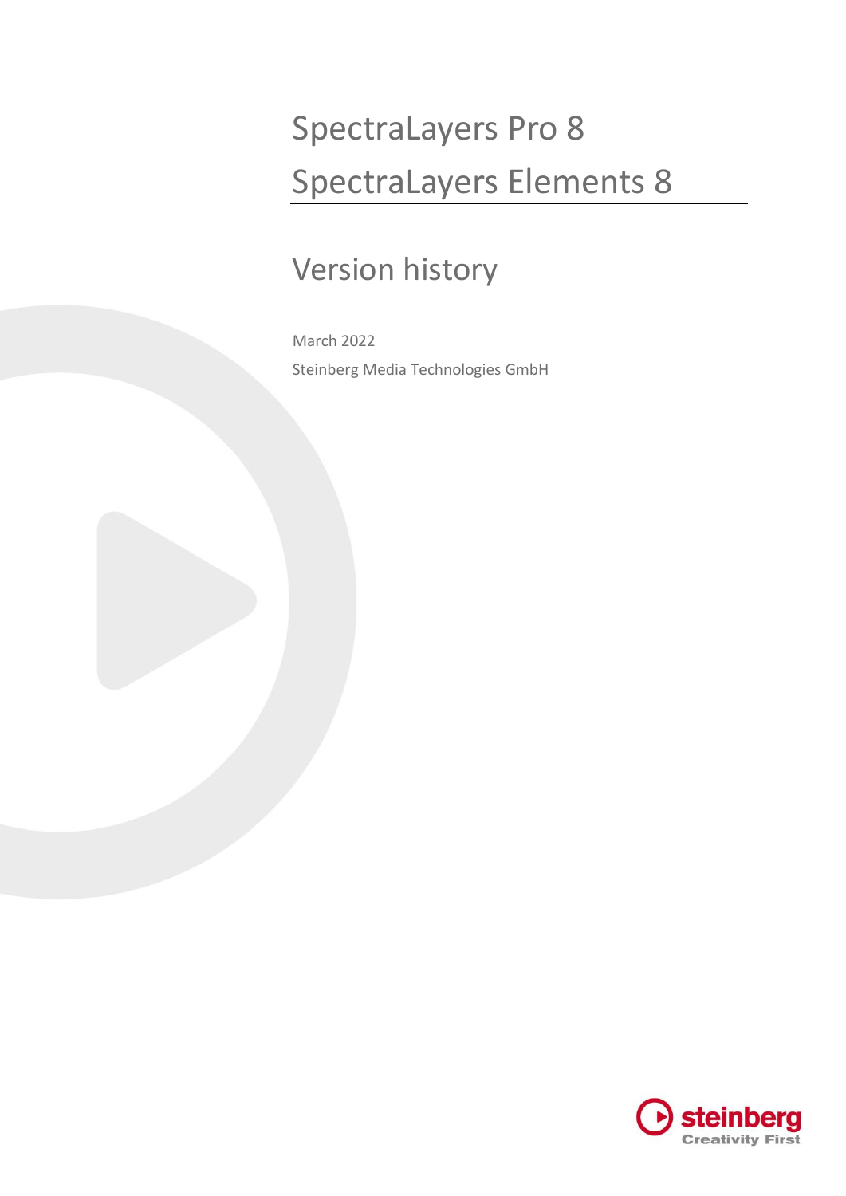# SpectraLayers Pro 8
# SpectraLayers Elements 8

## Version history

March 2022

Steinberg Media Technologies GmbH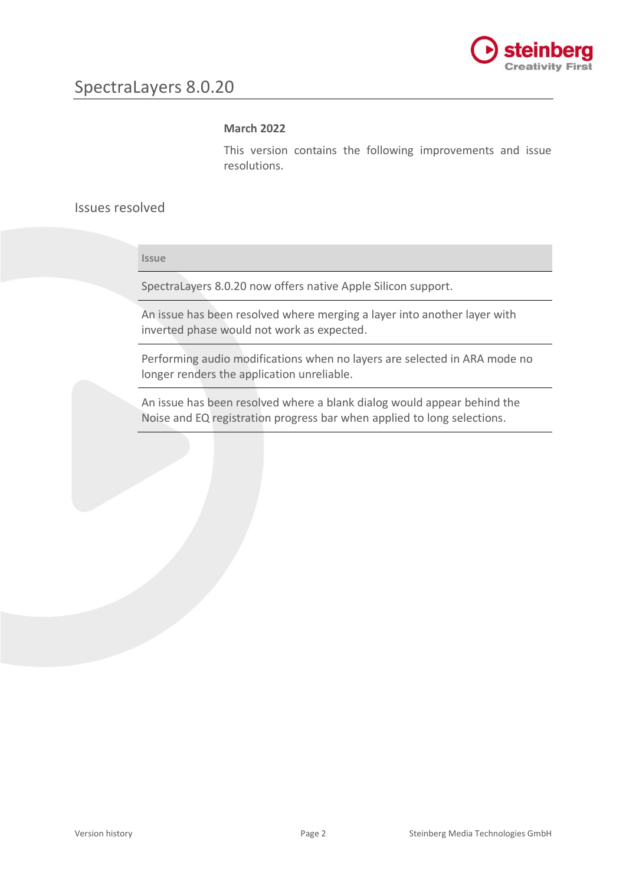# SpectraLayers 8.0.20

**March 2022**

This version contains the following improvements and issue resolutions.

## Issues resolved

| Issue |
| --- |
| SpectraLayers 8.0.20 now offers native Apple Silicon support. |
| An issue has been resolved where merging a layer into another layer with inverted phase would not work as expected. |
| Performing audio modifications when no layers are selected in ARA mode no longer renders the application unreliable. |
| An issue has been resolved where a blank dialog would appear behind the Noise and EQ registration progress bar when applied to long selections. |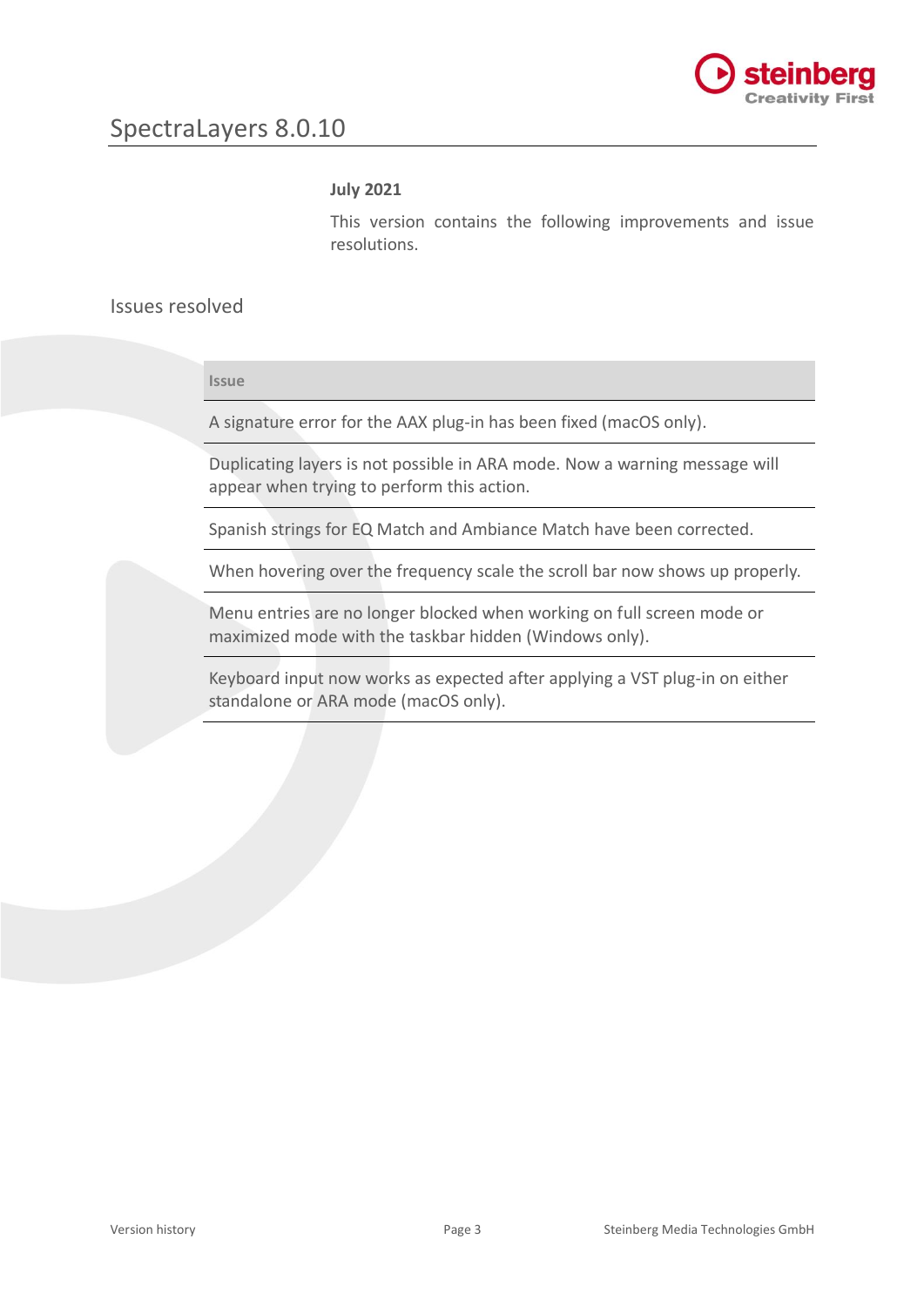# SpectraLayers 8.0.10

**July 2021**

This version contains the following improvements and issue resolutions.

## Issues resolved

| Issue |
|---|
| A signature error for the AAX plug-in has been fixed (macOS only). |
| Duplicating layers is not possible in ARA mode. Now a warning message will appear when trying to perform this action. |
| Spanish strings for EQ Match and Ambiance Match have been corrected. |
| When hovering over the frequency scale the scroll bar now shows up properly. |
| Menu entries are no longer blocked when working on full screen mode or maximized mode with the taskbar hidden (Windows only). |
| Keyboard input now works as expected after applying a VST plug-in on either standalone or ARA mode (macOS only). |